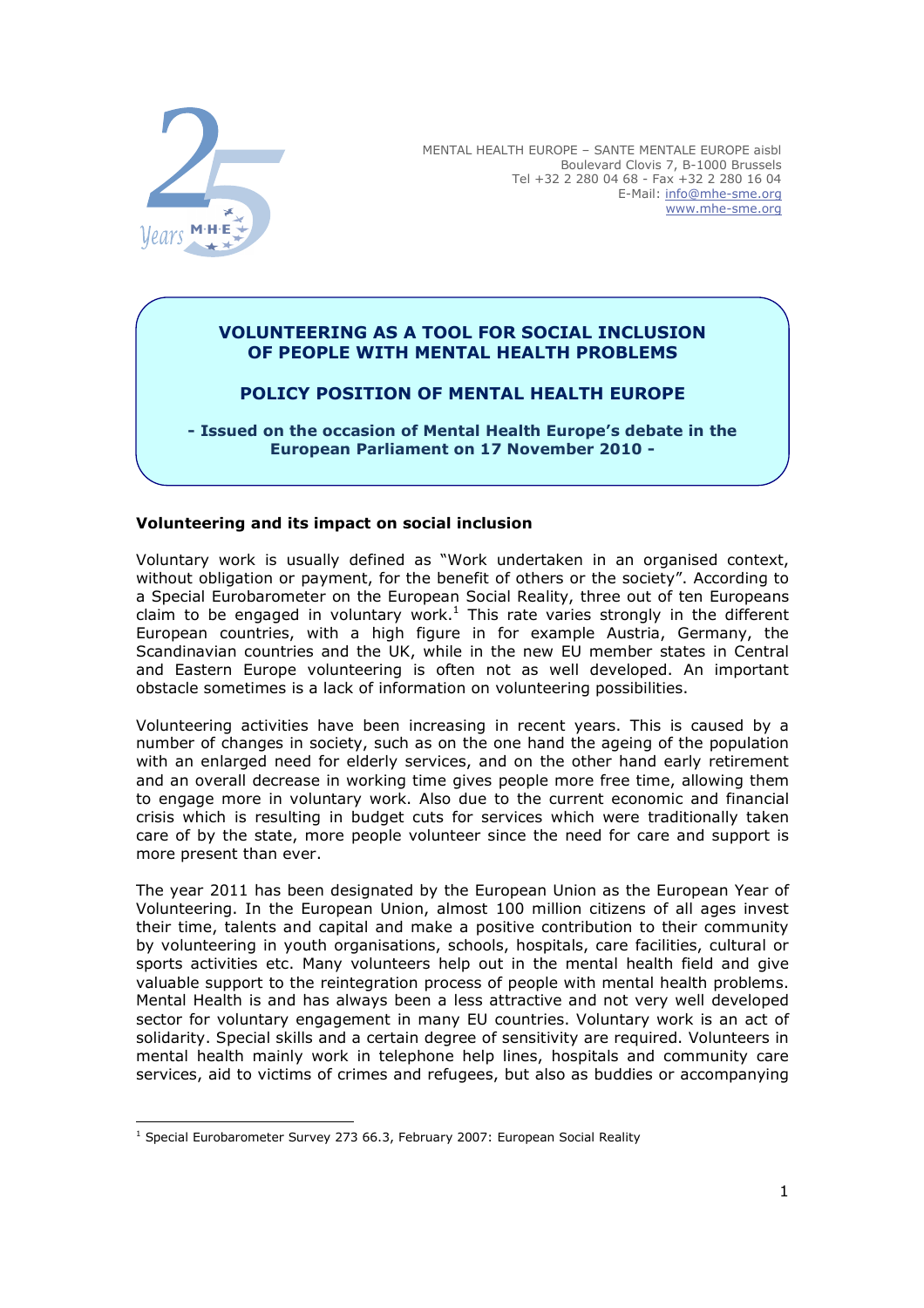MENTAL HEALTH EUROPE – SANTE MENTALE EUROPE aisbl
Boulevard Clovis 7, B-1000 Brussels
Tel +32 2 280 04 68 - Fax +32 2 280 16 04
E-Mail: info@mhe-sme.org
www.mhe-sme.org

# VOLUNTEERING AS A TOOL FOR SOCIAL INCLUSION OF PEOPLE WITH MENTAL HEALTH PROBLEMS

## POLICY POSITION OF MENTAL HEALTH EUROPE

**- Issued on the occasion of Mental Health Europe's debate in the European Parliament on 17 November 2010 -**

### Volunteering and its impact on social inclusion

Voluntary work is usually defined as "Work undertaken in an organised context, without obligation or payment, for the benefit of others or the society". According to a Special Eurobarometer on the European Social Reality, three out of ten Europeans claim to be engaged in voluntary work.[1] This rate varies strongly in the different European countries, with a high figure in for example Austria, Germany, the Scandinavian countries and the UK, while in the new EU member states in Central and Eastern Europe volunteering is often not as well developed. An important obstacle sometimes is a lack of information on volunteering possibilities.

Volunteering activities have been increasing in recent years. This is caused by a number of changes in society, such as on the one hand the ageing of the population with an enlarged need for elderly services, and on the other hand early retirement and an overall decrease in working time gives people more free time, allowing them to engage more in voluntary work. Also due to the current economic and financial crisis which is resulting in budget cuts for services which were traditionally taken care of by the state, more people volunteer since the need for care and support is more present than ever.

The year 2011 has been designated by the European Union as the European Year of Volunteering. In the European Union, almost 100 million citizens of all ages invest their time, talents and capital and make a positive contribution to their community by volunteering in youth organisations, schools, hospitals, care facilities, cultural or sports activities etc. Many volunteers help out in the mental health field and give valuable support to the reintegration process of people with mental health problems. Mental Health is and has always been a less attractive and not very well developed sector for voluntary engagement in many EU countries. Voluntary work is an act of solidarity. Special skills and a certain degree of sensitivity are required. Volunteers in mental health mainly work in telephone help lines, hospitals and community care services, aid to victims of crimes and refugees, but also as buddies or accompanying

---

[1] Special Eurobarometer Survey 273 66.3, February 2007: European Social Reality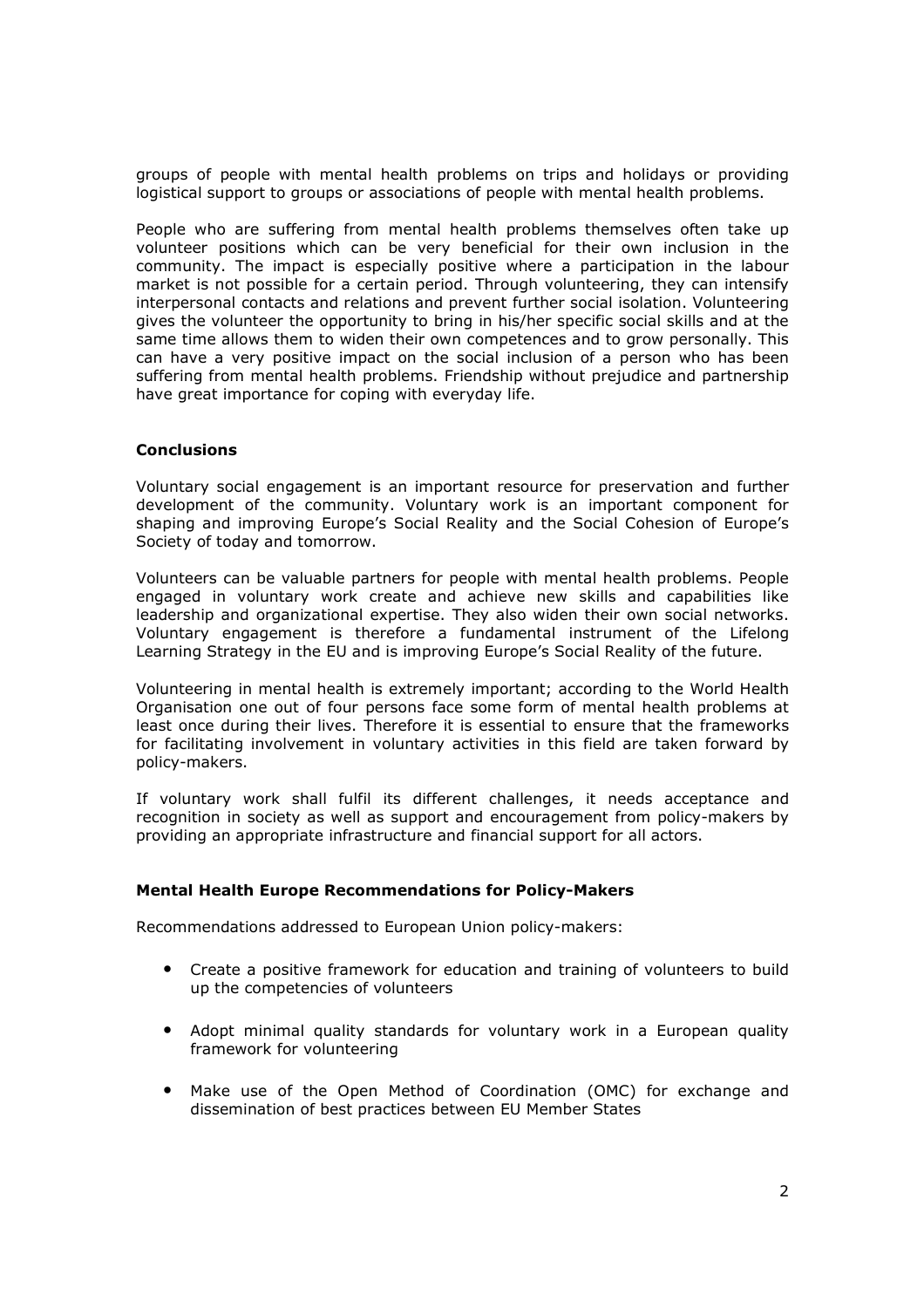groups of people with mental health problems on trips and holidays or providing logistical support to groups or associations of people with mental health problems.

People who are suffering from mental health problems themselves often take up volunteer positions which can be very beneficial for their own inclusion in the community. The impact is especially positive where a participation in the labour market is not possible for a certain period. Through volunteering, they can intensify interpersonal contacts and relations and prevent further social isolation. Volunteering gives the volunteer the opportunity to bring in his/her specific social skills and at the same time allows them to widen their own competences and to grow personally. This can have a very positive impact on the social inclusion of a person who has been suffering from mental health problems. Friendship without prejudice and partnership have great importance for coping with everyday life.

**Conclusions**

Voluntary social engagement is an important resource for preservation and further development of the community. Voluntary work is an important component for shaping and improving Europe's Social Reality and the Social Cohesion of Europe's Society of today and tomorrow.

Volunteers can be valuable partners for people with mental health problems. People engaged in voluntary work create and achieve new skills and capabilities like leadership and organizational expertise. They also widen their own social networks. Voluntary engagement is therefore a fundamental instrument of the Lifelong Learning Strategy in the EU and is improving Europe's Social Reality of the future.

Volunteering in mental health is extremely important; according to the World Health Organisation one out of four persons face some form of mental health problems at least once during their lives. Therefore it is essential to ensure that the frameworks for facilitating involvement in voluntary activities in this field are taken forward by policy-makers.

If voluntary work shall fulfil its different challenges, it needs acceptance and recognition in society as well as support and encouragement from policy-makers by providing an appropriate infrastructure and financial support for all actors.

**Mental Health Europe Recommendations for Policy-Makers**

Recommendations addressed to European Union policy-makers:

- Create a positive framework for education and training of volunteers to build up the competencies of volunteers
- Adopt minimal quality standards for voluntary work in a European quality framework for volunteering
- Make use of the Open Method of Coordination (OMC) for exchange and dissemination of best practices between EU Member States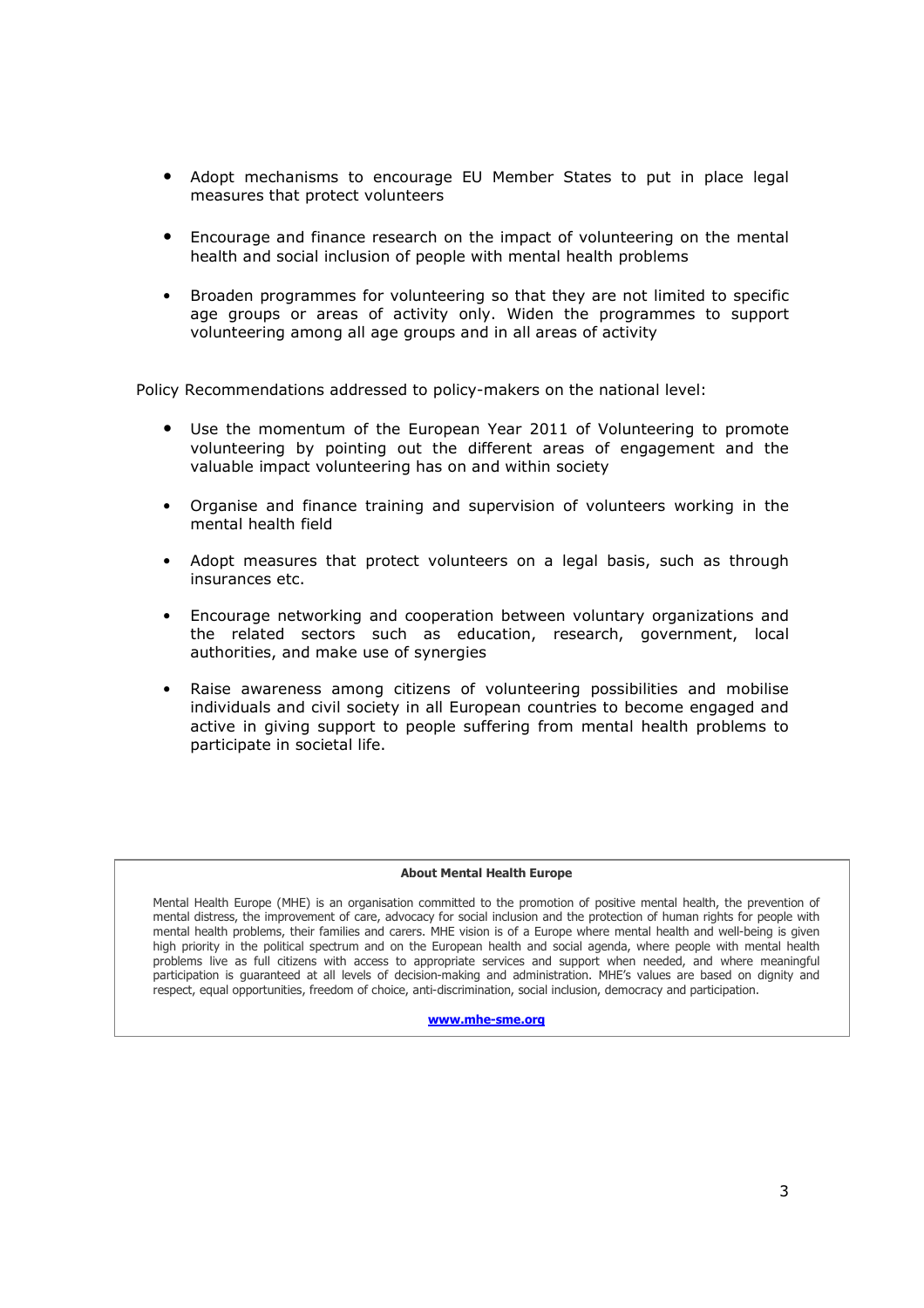- Adopt mechanisms to encourage EU Member States to put in place legal measures that protect volunteers
- Encourage and finance research on the impact of volunteering on the mental health and social inclusion of people with mental health problems
- Broaden programmes for volunteering so that they are not limited to specific age groups or areas of activity only. Widen the programmes to support volunteering among all age groups and in all areas of activity

Policy Recommendations addressed to policy-makers on the national level:

- Use the momentum of the European Year 2011 of Volunteering to promote volunteering by pointing out the different areas of engagement and the valuable impact volunteering has on and within society
- Organise and finance training and supervision of volunteers working in the mental health field
- Adopt measures that protect volunteers on a legal basis, such as through insurances etc.
- Encourage networking and cooperation between voluntary organizations and the related sectors such as education, research, government, local authorities, and make use of synergies
- Raise awareness among citizens of volunteering possibilities and mobilise individuals and civil society in all European countries to become engaged and active in giving support to people suffering from mental health problems to participate in societal life.

**About Mental Health Europe**

Mental Health Europe (MHE) is an organisation committed to the promotion of positive mental health, the prevention of mental distress, the improvement of care, advocacy for social inclusion and the protection of human rights for people with mental health problems, their families and carers. MHE vision is of a Europe where mental health and well-being is given high priority in the political spectrum and on the European health and social agenda, where people with mental health problems live as full citizens with access to appropriate services and support when needed, and where meaningful participation is guaranteed at all levels of decision-making and administration. MHE's values are based on dignity and respect, equal opportunities, freedom of choice, anti-discrimination, social inclusion, democracy and participation.

**www.mhe-sme.org**